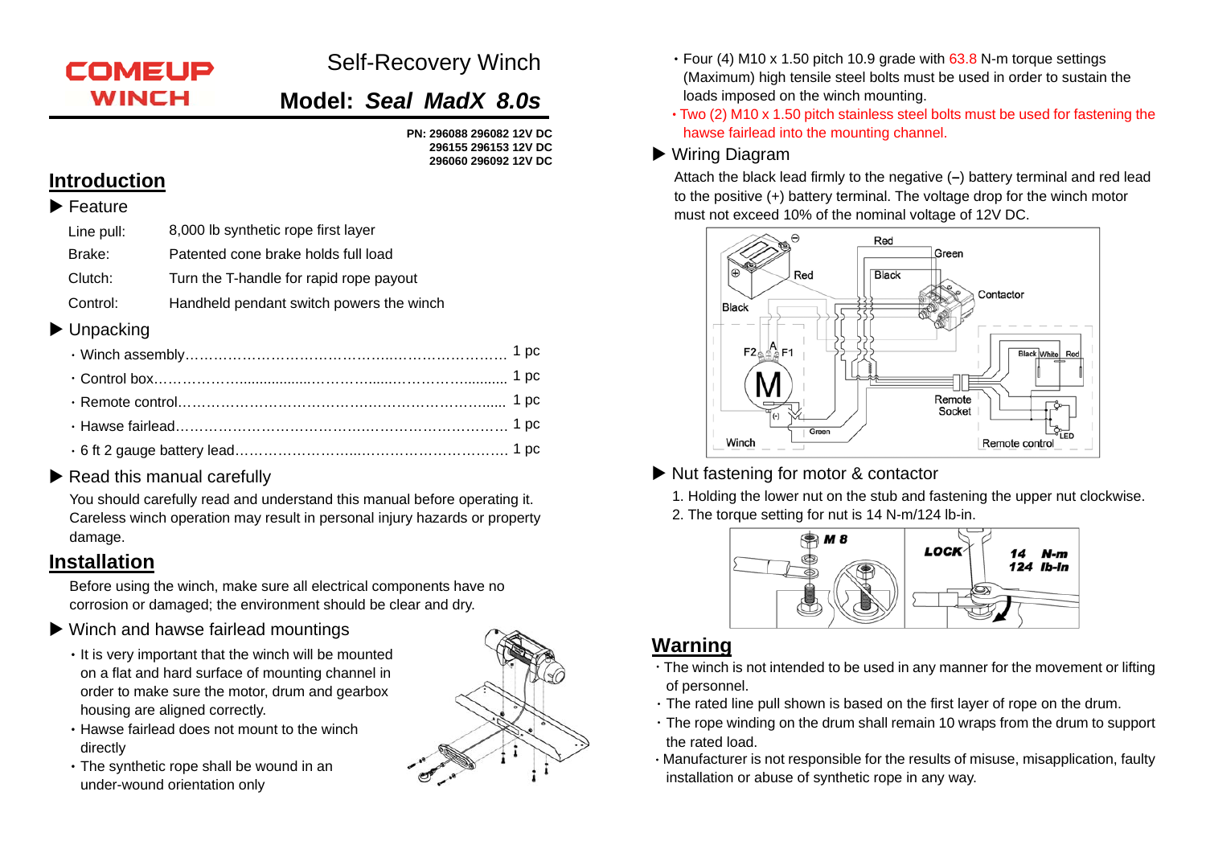# COMEUP WINCH

## Self-Recovery Winch

## Model: *Seal MadX 8.0s*

**PN: 296088 296082 12V DC**
**296155 296153 12V DC**
**296060 296092 12V DC**

## Introduction

### ▶ Feature

| | |
|---|---|
| Line pull: | 8,000 lb synthetic rope first layer |
| Brake: | Patented cone brake holds full load |
| Clutch: | Turn the T-handle for rapid rope payout |
| Control: | Handheld pendant switch powers the winch |

### ▶ Unpacking

- Winch assembly…………………………………………………… 1 pc
- Control box…………………………………………………… 1 pc
- Remote control…………………………………………………… 1 pc
- Hawse fairlead…………………………………………………… 1 pc
- 6 ft 2 gauge battery lead…………………………………………………… 1 pc

### ▶ Read this manual carefully

You should carefully read and understand this manual before operating it. Careless winch operation may result in personal injury hazards or property damage.

## Installation

Before using the winch, make sure all electrical components have no corrosion or damaged; the environment should be clear and dry.

### ▶ Winch and hawse fairlead mountings

- It is very important that the winch will be mounted on a flat and hard surface of mounting channel in order to make sure the motor, drum and gearbox housing are aligned correctly.
- Hawse fairlead does not mount to the winch directly
- The synthetic rope shall be wound in an under-wound orientation only
- Four (4) M10 x 1.50 pitch 10.9 grade with 63.8 N-m torque settings (Maximum) high tensile steel bolts must be used in order to sustain the loads imposed on the winch mounting.
- Two (2) M10 x 1.50 pitch stainless steel bolts must be used for fastening the hawse fairlead into the mounting channel.

### ▶ Wiring Diagram

Attach the black lead firmly to the negative (–) battery terminal and red lead to the positive (+) battery terminal. The voltage drop for the winch motor must not exceed 10% of the nominal voltage of 12V DC.

### ▶ Nut fastening for motor & contactor

1. Holding the lower nut on the stub and fastening the upper nut clockwise.
2. The torque setting for nut is 14 N-m/124 lb-in.

## Warning

- The winch is not intended to be used in any manner for the movement or lifting of personnel.
- The rated line pull shown is based on the first layer of rope on the drum.
- The rope winding on the drum shall remain 10 wraps from the drum to support the rated load.
- Manufacturer is not responsible for the results of misuse, misapplication, faulty installation or abuse of synthetic rope in any way.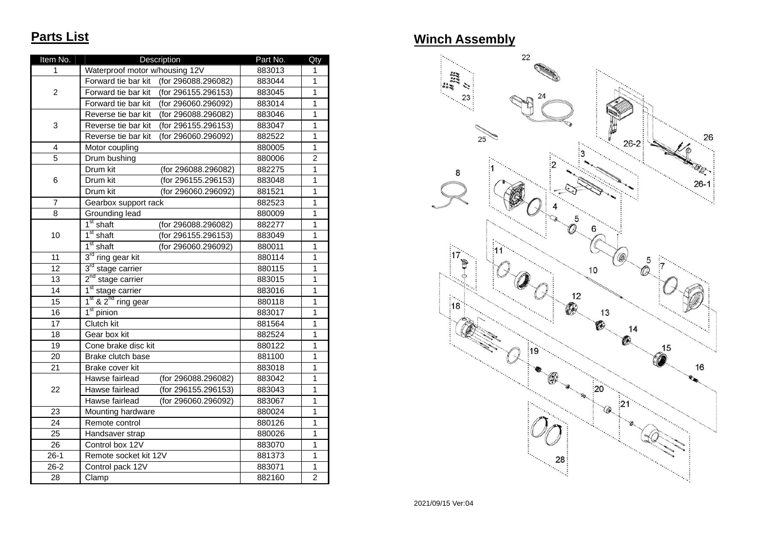## Parts List

| Item No. | Description | Part No. | Qty |
|---|---|---|---|
| 1 | Waterproof motor w/housing 12V | 883013 | 1 |
| 2 | Forward tie bar kit (for 296088.296082) | 883044 | 1 |
| | Forward tie bar kit (for 296155.296153) | 883045 | 1 |
| | Forward tie bar kit (for 296060.296092) | 883014 | 1 |
| 3 | Reverse tie bar kit (for 296088.296082) | 883046 | 1 |
| | Reverse tie bar kit (for 296155.296153) | 883047 | 1 |
| | Reverse tie bar kit (for 296060.296092) | 882522 | 1 |
| 4 | Motor coupling | 880005 | 1 |
| 5 | Drum bushing | 880006 | 2 |
| 6 | Drum kit (for 296088.296082) | 882275 | 1 |
| | Drum kit (for 296155.296153) | 883048 | 1 |
| | Drum kit (for 296060.296092) | 881521 | 1 |
| 7 | Gearbox support rack | 882523 | 1 |
| 8 | Grounding lead | 880009 | 1 |
| 10 | 1st shaft (for 296088.296082) | 882277 | 1 |
| | 1st shaft (for 296155.296153) | 883049 | 1 |
| | 1st shaft (for 296060.296092) | 880011 | 1 |
| 11 | 3rd ring gear kit | 880114 | 1 |
| 12 | 3rd stage carrier | 880115 | 1 |
| 13 | 2nd stage carrier | 883015 | 1 |
| 14 | 1st stage carrier | 883016 | 1 |
| 15 | 1st & 2nd ring gear | 880118 | 1 |
| 16 | 1st pinion | 883017 | 1 |
| 17 | Clutch kit | 881564 | 1 |
| 18 | Gear box kit | 882524 | 1 |
| 19 | Cone brake disc kit | 880122 | 1 |
| 20 | Brake clutch base | 881100 | 1 |
| 21 | Brake cover kit | 883018 | 1 |
| 22 | Hawse fairlead (for 296088.296082) | 883042 | 1 |
| | Hawse fairlead (for 296155.296153) | 883043 | 1 |
| | Hawse fairlead (for 296060.296092) | 883067 | 1 |
| 23 | Mounting hardware | 880024 | 1 |
| 24 | Remote control | 880126 | 1 |
| 25 | Handsaver strap | 880026 | 1 |
| 26 | Control box 12V | 883070 | 1 |
| 26-1 | Remote socket kit 12V | 881373 | 1 |
| 26-2 | Control pack 12V | 883071 | 1 |
| 28 | Clamp | 882160 | 2 |

## Winch Assembly

22
23
24
25
26-2
26
26-1
8
1
2
3
4
5
6
17
11
10
5
7
12
13
18
14
15
19
16
20
21
28

2021/09/15 Ver:04